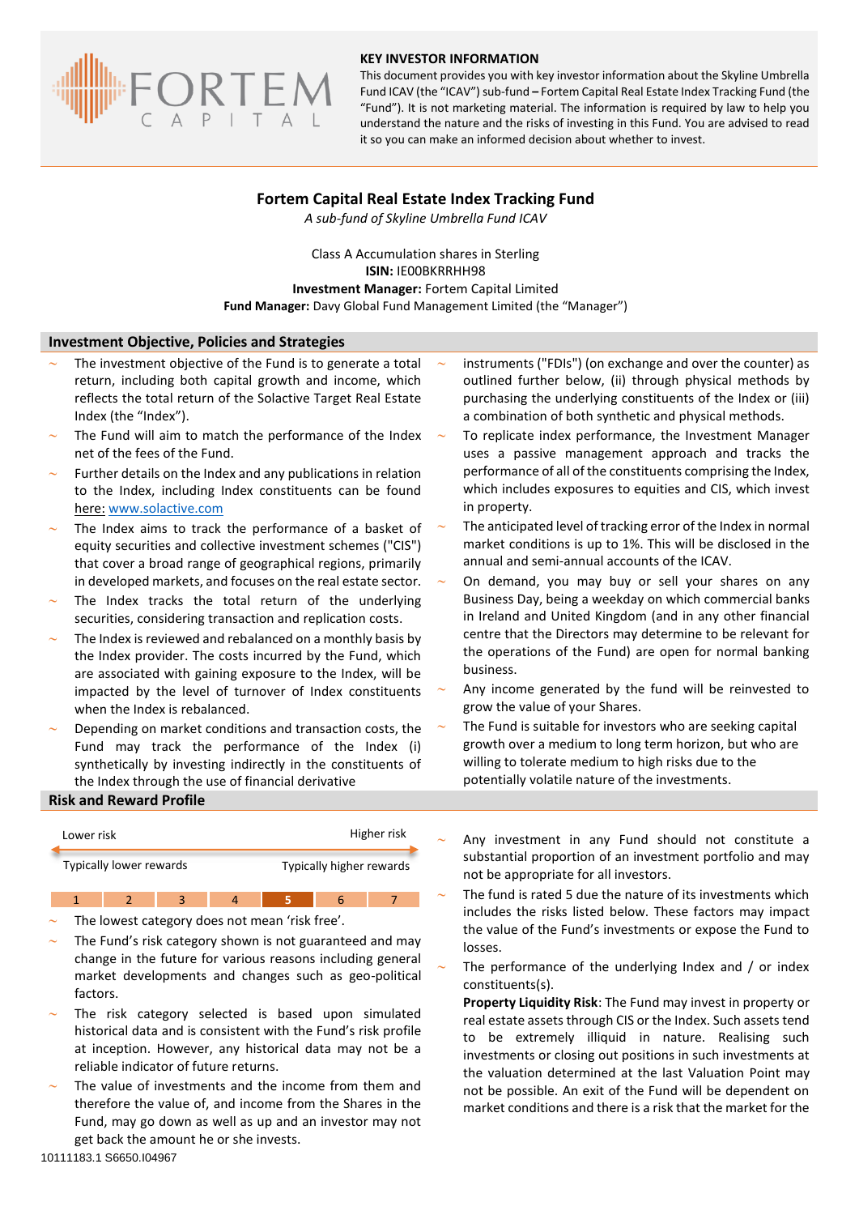FORTEM CAPITAL

**KEY INVESTOR INFORMATION**

This document provides you with key investor information about the Skyline Umbrella Fund ICAV (the "ICAV") sub-fund **–** Fortem Capital Real Estate Index Tracking Fund (the "Fund"). It is not marketing material. The information is required by law to help you understand the nature and the risks of investing in this Fund. You are advised to read it so you can make an informed decision about whether to invest.

# Fortem Capital Real Estate Index Tracking Fund

*A sub-fund of Skyline Umbrella Fund ICAV*

Class A Accumulation shares in Sterling
**ISIN:** IE00BKRRHH98
**Investment Manager:** Fortem Capital Limited
**Fund Manager:** Davy Global Fund Management Limited (the "Manager")

## Investment Objective, Policies and Strategies

- The investment objective of the Fund is to generate a total return, including both capital growth and income, which reflects the total return of the Solactive Target Real Estate Index (the "Index").
- The Fund will aim to match the performance of the Index net of the fees of the Fund.
- Further details on the Index and any publications in relation to the Index, including Index constituents can be found here: www.solactive.com
- The Index aims to track the performance of a basket of equity securities and collective investment schemes ("CIS") that cover a broad range of geographical regions, primarily in developed markets, and focuses on the real estate sector.
- The Index tracks the total return of the underlying securities, considering transaction and replication costs.
- The Index is reviewed and rebalanced on a monthly basis by the Index provider. The costs incurred by the Fund, which are associated with gaining exposure to the Index, will be impacted by the level of turnover of Index constituents when the Index is rebalanced.
- Depending on market conditions and transaction costs, the Fund may track the performance of the Index (i) synthetically by investing indirectly in the constituents of the Index through the use of financial derivative instruments ("FDIs") (on exchange and over the counter) as outlined further below, (ii) through physical methods by purchasing the underlying constituents of the Index or (iii) a combination of both synthetic and physical methods.
- To replicate index performance, the Investment Manager uses a passive management approach and tracks the performance of all of the constituents comprising the Index, which includes exposures to equities and CIS, which invest in property.
- The anticipated level of tracking error of the Index in normal market conditions is up to 1%. This will be disclosed in the annual and semi-annual accounts of the ICAV.
- On demand, you may buy or sell your shares on any Business Day, being a weekday on which commercial banks in Ireland and United Kingdom (and in any other financial centre that the Directors may determine to be relevant for the operations of the Fund) are open for normal banking business.
- Any income generated by the fund will be reinvested to grow the value of your Shares.
- The Fund is suitable for investors who are seeking capital growth over a medium to long term horizon, but who are willing to tolerate medium to high risks due to the potentially volatile nature of the investments.

## Risk and Reward Profile

| Lower risk | | | | | | Higher risk |
|---|---|---|---|---|---|---|
| Typically lower rewards | | | | | | Typically higher rewards |
| 1 | 2 | 3 | 4 | **5** | 6 | 7 |

- The lowest category does not mean 'risk free'.
- The Fund's risk category shown is not guaranteed and may change in the future for various reasons including general market developments and changes such as geo-political factors.
- The risk category selected is based upon simulated historical data and is consistent with the Fund's risk profile at inception. However, any historical data may not be a reliable indicator of future returns.
- The value of investments and the income from them and therefore the value of, and income from the Shares in the Fund, may go down as well as up and an investor may not get back the amount he or she invests.
- Any investment in any Fund should not constitute a substantial proportion of an investment portfolio and may not be appropriate for all investors.
- The fund is rated 5 due the nature of its investments which includes the risks listed below. These factors may impact the value of the Fund's investments or expose the Fund to losses.
- The performance of the underlying Index and / or index constituents(s).

**Property Liquidity Risk**: The Fund may invest in property or real estate assets through CIS or the Index. Such assets tend to be extremely illiquid in nature. Realising such investments or closing out positions in such investments at the valuation determined at the last Valuation Point may not be possible. An exit of the Fund will be dependent on market conditions and there is a risk that the market for the

10111183.1 S6650.I04967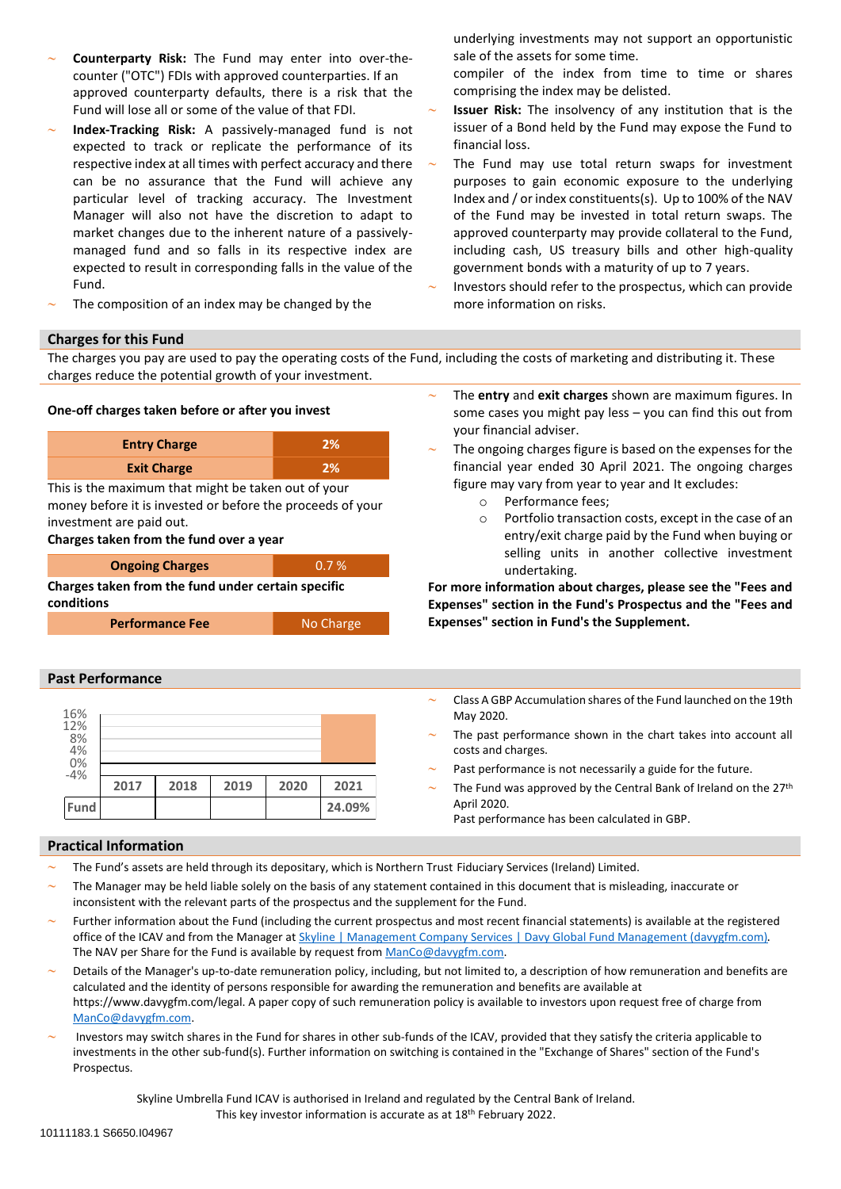- **Counterparty Risk:** The Fund may enter into over-the-counter ("OTC") FDIs with approved counterparties. If an approved counterparty defaults, there is a risk that the Fund will lose all or some of the value of that FDI.
- **Index-Tracking Risk:** A passively-managed fund is not expected to track or replicate the performance of its respective index at all times with perfect accuracy and there can be no assurance that the Fund will achieve any particular level of tracking accuracy. The Investment Manager will also not have the discretion to adapt to market changes due to the inherent nature of a passively-managed fund and so falls in its respective index are expected to result in corresponding falls in the value of the Fund.
- The composition of an index may be changed by the compiler of the index from time to time or shares comprising the index may be delisted.

underlying investments may not support an opportunistic sale of the assets for some time.

- **Issuer Risk:** The insolvency of any institution that is the issuer of a Bond held by the Fund may expose the Fund to financial loss.
- The Fund may use total return swaps for investment purposes to gain economic exposure to the underlying Index and / or index constituents(s). Up to 100% of the NAV of the Fund may be invested in total return swaps. The approved counterparty may provide collateral to the Fund, including cash, US treasury bills and other high-quality government bonds with a maturity of up to 7 years.
- Investors should refer to the prospectus, which can provide more information on risks.

## Charges for this Fund

The charges you pay are used to pay the operating costs of the Fund, including the costs of marketing and distributing it. These charges reduce the potential growth of your investment.

**One-off charges taken before or after you invest**

| | |
|---|---|
| **Entry Charge** | **2%** |
| **Exit Charge** | **2%** |

This is the maximum that might be taken out of your money before it is invested or before the proceeds of your investment are paid out.

**Charges taken from the fund over a year**

| | |
|---|---|
| **Ongoing Charges** | 0.7 % |

**Charges taken from the fund under certain specific conditions**

| | |
|---|---|
| **Performance Fee** | No Charge |

- The **entry** and **exit charges** shown are maximum figures. In some cases you might pay less – you can find this out from your financial adviser.
- The ongoing charges figure is based on the expenses for the financial year ended 30 April 2021. The ongoing charges figure may vary from year to year and It excludes:
  - Performance fees;
  - Portfolio transaction costs, except in the case of an entry/exit charge paid by the Fund when buying or selling units in another collective investment undertaking.

**For more information about charges, please see the "Fees and Expenses" section in the Fund's Prospectus and the "Fees and Expenses" section in Fund's the Supplement.**

## Past Performance

16%
12%
8%
4%
0%
-4%

2017 2018 2019 2020 2021

Fund 24.09%

- Class A GBP Accumulation shares of the Fund launched on the 19th May 2020.
- The past performance shown in the chart takes into account all costs and charges.
- Past performance is not necessarily a guide for the future.
- The Fund was approved by the Central Bank of Ireland on the 27th April 2020.

  Past performance has been calculated in GBP.

## Practical Information

- The Fund's assets are held through its depositary, which is Northern Trust Fiduciary Services (Ireland) Limited.
- The Manager may be held liable solely on the basis of any statement contained in this document that is misleading, inaccurate or inconsistent with the relevant parts of the prospectus and the supplement for the Fund.
- Further information about the Fund (including the current prospectus and most recent financial statements) is available at the registered office of the ICAV and from the Manager at Skyline | Management Company Services | Davy Global Fund Management (davygfm.com). The NAV per Share for the Fund is available by request from ManCo@davygfm.com.
- Details of the Manager's up-to-date remuneration policy, including, but not limited to, a description of how remuneration and benefits are calculated and the identity of persons responsible for awarding the remuneration and benefits are available at https://www.davygfm.com/legal. A paper copy of such remuneration policy is available to investors upon request free of charge from ManCo@davygfm.com.
- Investors may switch shares in the Fund for shares in other sub-funds of the ICAV, provided that they satisfy the criteria applicable to investments in the other sub-fund(s). Further information on switching is contained in the "Exchange of Shares" section of the Fund's Prospectus.

Skyline Umbrella Fund ICAV is authorised in Ireland and regulated by the Central Bank of Ireland.
This key investor information is accurate as at 18th February 2022.

10111183.1 S6650.I04967